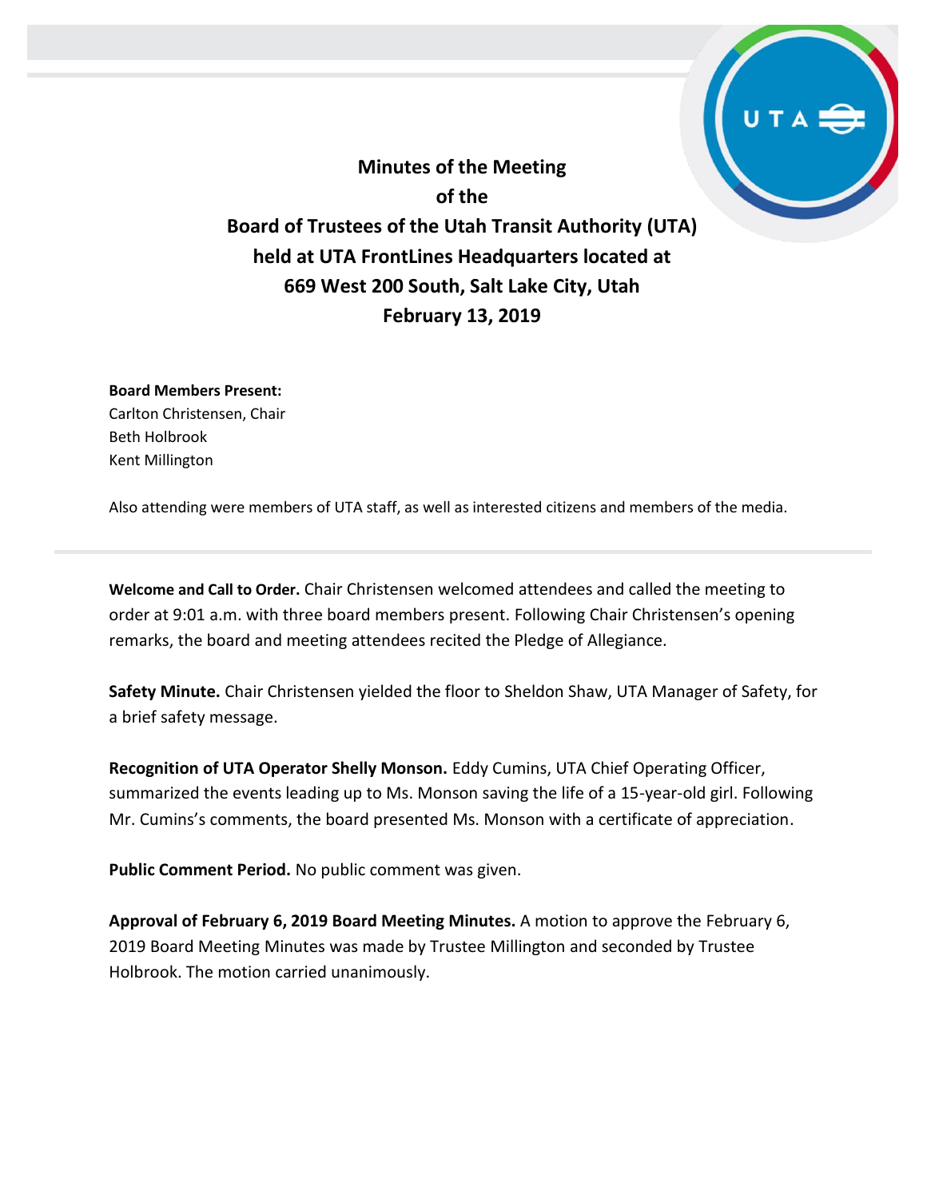# Minutes of the Meeting
# of the
# Board of Trustees of the Utah Transit Authority (UTA)
# held at UTA FrontLines Headquarters located at
# 669 West 200 South, Salt Lake City, Utah
# February 13, 2019

**Board Members Present:**
Carlton Christensen, Chair
Beth Holbrook
Kent Millington

Also attending were members of UTA staff, as well as interested citizens and members of the media.

---

**Welcome and Call to Order.** Chair Christensen welcomed attendees and called the meeting to order at 9:01 a.m. with three board members present. Following Chair Christensen's opening remarks, the board and meeting attendees recited the Pledge of Allegiance.

**Safety Minute.** Chair Christensen yielded the floor to Sheldon Shaw, UTA Manager of Safety, for a brief safety message.

**Recognition of UTA Operator Shelly Monson.** Eddy Cumins, UTA Chief Operating Officer, summarized the events leading up to Ms. Monson saving the life of a 15-year-old girl. Following Mr. Cumins's comments, the board presented Ms. Monson with a certificate of appreciation.

**Public Comment Period.** No public comment was given.

**Approval of February 6, 2019 Board Meeting Minutes.** A motion to approve the February 6, 2019 Board Meeting Minutes was made by Trustee Millington and seconded by Trustee Holbrook. The motion carried unanimously.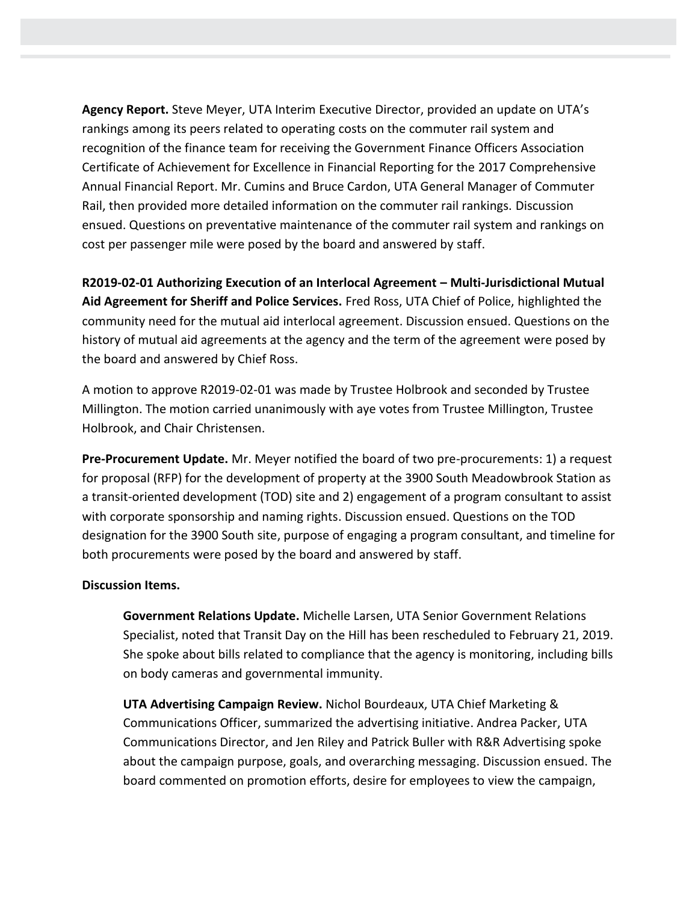**Agency Report.** Steve Meyer, UTA Interim Executive Director, provided an update on UTA's rankings among its peers related to operating costs on the commuter rail system and recognition of the finance team for receiving the Government Finance Officers Association Certificate of Achievement for Excellence in Financial Reporting for the 2017 Comprehensive Annual Financial Report. Mr. Cumins and Bruce Cardon, UTA General Manager of Commuter Rail, then provided more detailed information on the commuter rail rankings. Discussion ensued. Questions on preventative maintenance of the commuter rail system and rankings on cost per passenger mile were posed by the board and answered by staff.

**R2019-02-01 Authorizing Execution of an Interlocal Agreement – Multi-Jurisdictional Mutual Aid Agreement for Sheriff and Police Services.** Fred Ross, UTA Chief of Police, highlighted the community need for the mutual aid interlocal agreement. Discussion ensued. Questions on the history of mutual aid agreements at the agency and the term of the agreement were posed by the board and answered by Chief Ross.

A motion to approve R2019-02-01 was made by Trustee Holbrook and seconded by Trustee Millington. The motion carried unanimously with aye votes from Trustee Millington, Trustee Holbrook, and Chair Christensen.

**Pre-Procurement Update.** Mr. Meyer notified the board of two pre-procurements: 1) a request for proposal (RFP) for the development of property at the 3900 South Meadowbrook Station as a transit-oriented development (TOD) site and 2) engagement of a program consultant to assist with corporate sponsorship and naming rights. Discussion ensued. Questions on the TOD designation for the 3900 South site, purpose of engaging a program consultant, and timeline for both procurements were posed by the board and answered by staff.

**Discussion Items.**

> **Government Relations Update.** Michelle Larsen, UTA Senior Government Relations Specialist, noted that Transit Day on the Hill has been rescheduled to February 21, 2019. She spoke about bills related to compliance that the agency is monitoring, including bills on body cameras and governmental immunity.
>
> **UTA Advertising Campaign Review.** Nichol Bourdeaux, UTA Chief Marketing & Communications Officer, summarized the advertising initiative. Andrea Packer, UTA Communications Director, and Jen Riley and Patrick Buller with R&R Advertising spoke about the campaign purpose, goals, and overarching messaging. Discussion ensued. The board commented on promotion efforts, desire for employees to view the campaign,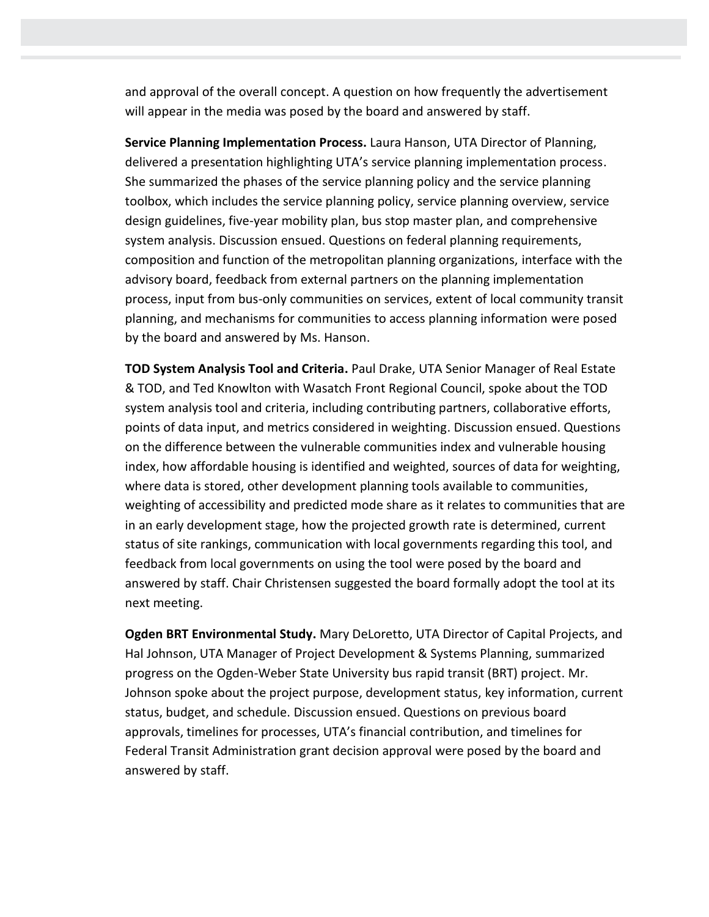and approval of the overall concept. A question on how frequently the advertisement will appear in the media was posed by the board and answered by staff.

**Service Planning Implementation Process.** Laura Hanson, UTA Director of Planning, delivered a presentation highlighting UTA's service planning implementation process. She summarized the phases of the service planning policy and the service planning toolbox, which includes the service planning policy, service planning overview, service design guidelines, five-year mobility plan, bus stop master plan, and comprehensive system analysis. Discussion ensued. Questions on federal planning requirements, composition and function of the metropolitan planning organizations, interface with the advisory board, feedback from external partners on the planning implementation process, input from bus-only communities on services, extent of local community transit planning, and mechanisms for communities to access planning information were posed by the board and answered by Ms. Hanson.

**TOD System Analysis Tool and Criteria.** Paul Drake, UTA Senior Manager of Real Estate & TOD, and Ted Knowlton with Wasatch Front Regional Council, spoke about the TOD system analysis tool and criteria, including contributing partners, collaborative efforts, points of data input, and metrics considered in weighting. Discussion ensued. Questions on the difference between the vulnerable communities index and vulnerable housing index, how affordable housing is identified and weighted, sources of data for weighting, where data is stored, other development planning tools available to communities, weighting of accessibility and predicted mode share as it relates to communities that are in an early development stage, how the projected growth rate is determined, current status of site rankings, communication with local governments regarding this tool, and feedback from local governments on using the tool were posed by the board and answered by staff. Chair Christensen suggested the board formally adopt the tool at its next meeting.

**Ogden BRT Environmental Study.** Mary DeLoretto, UTA Director of Capital Projects, and Hal Johnson, UTA Manager of Project Development & Systems Planning, summarized progress on the Ogden-Weber State University bus rapid transit (BRT) project. Mr. Johnson spoke about the project purpose, development status, key information, current status, budget, and schedule. Discussion ensued. Questions on previous board approvals, timelines for processes, UTA's financial contribution, and timelines for Federal Transit Administration grant decision approval were posed by the board and answered by staff.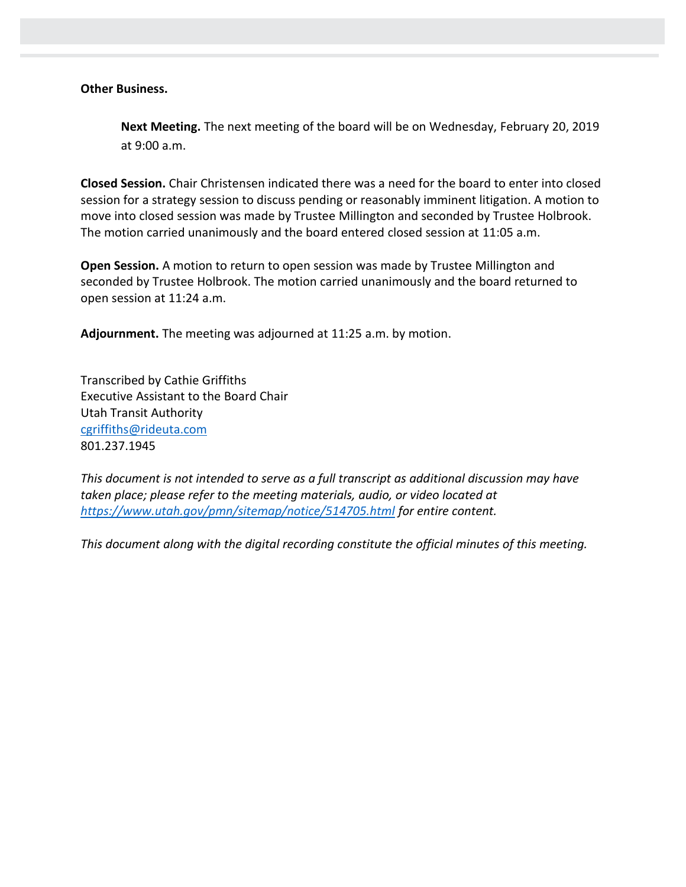**Other Business.**

> **Next Meeting.** The next meeting of the board will be on Wednesday, February 20, 2019 at 9:00 a.m.

**Closed Session.** Chair Christensen indicated there was a need for the board to enter into closed session for a strategy session to discuss pending or reasonably imminent litigation. A motion to move into closed session was made by Trustee Millington and seconded by Trustee Holbrook. The motion carried unanimously and the board entered closed session at 11:05 a.m.

**Open Session.** A motion to return to open session was made by Trustee Millington and seconded by Trustee Holbrook. The motion carried unanimously and the board returned to open session at 11:24 a.m.

**Adjournment.** The meeting was adjourned at 11:25 a.m. by motion.

Transcribed by Cathie Griffiths
Executive Assistant to the Board Chair
Utah Transit Authority
[cgriffiths@rideuta.com](mailto:cgriffiths@rideuta.com)
801.237.1945

*This document is not intended to serve as a full transcript as additional discussion may have taken place; please refer to the meeting materials, audio, or video located at [https://www.utah.gov/pmn/sitemap/notice/514705.html](https://www.utah.gov/pmn/sitemap/notice/514705.html) for entire content.*

*This document along with the digital recording constitute the official minutes of this meeting.*